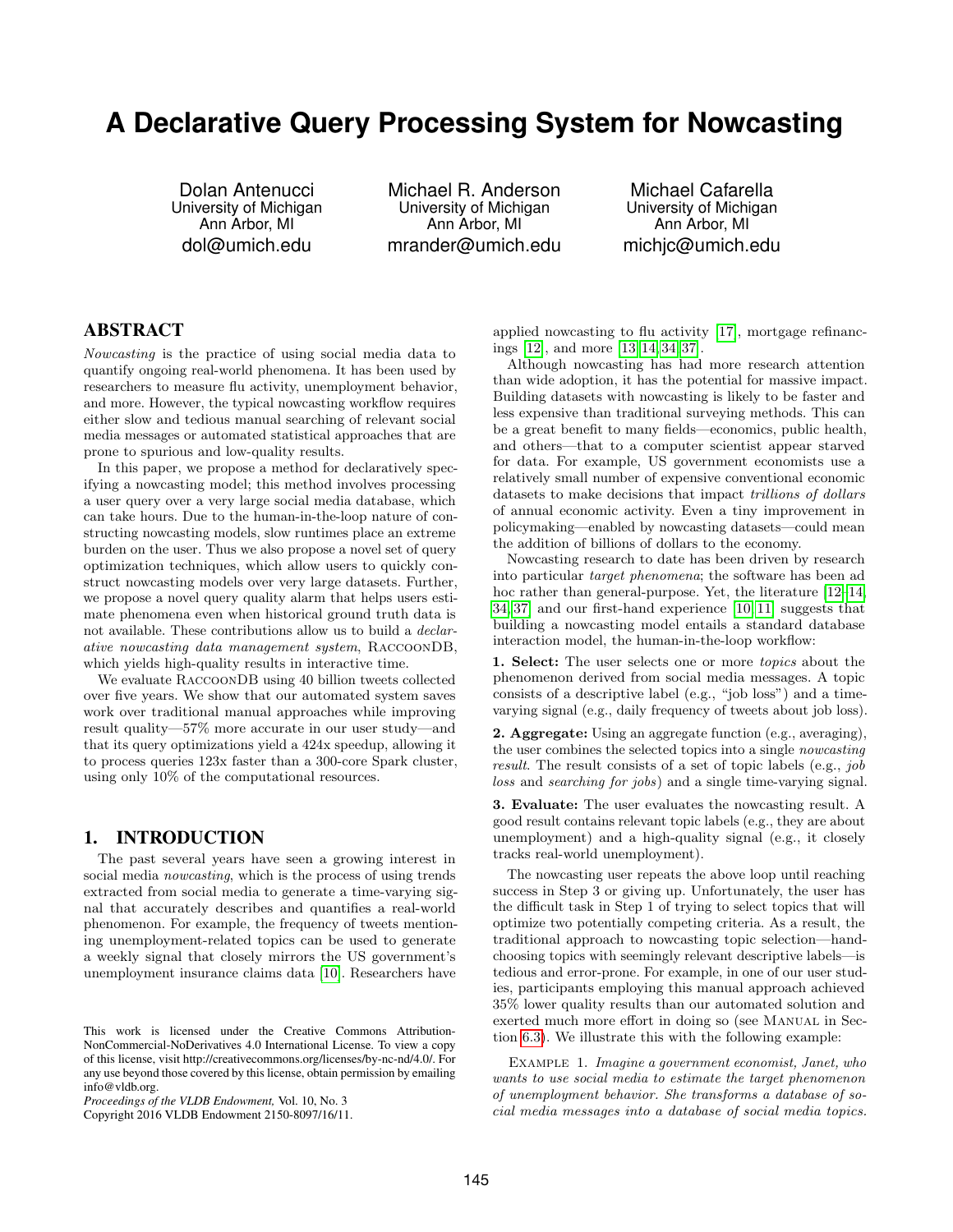# A Declarative Query Processing System for Nowcasting

Dolan Antenucci
University of Michigan
Ann Arbor, MI
dol@umich.edu

Michael R. Anderson
University of Michigan
Ann Arbor, MI
mrander@umich.edu

Michael Cafarella
University of Michigan
Ann Arbor, MI
michjc@umich.edu

## ABSTRACT

*Nowcasting* is the practice of using social media data to quantify ongoing real-world phenomena. It has been used by researchers to measure flu activity, unemployment behavior, and more. However, the typical nowcasting workflow requires either slow and tedious manual searching of relevant social media messages or automated statistical approaches that are prone to spurious and low-quality results.

In this paper, we propose a method for declaratively specifying a nowcasting model; this method involves processing a user query over a very large social media database, which can take hours. Due to the human-in-the-loop nature of constructing nowcasting models, slow runtimes place an extreme burden on the user. Thus we also propose a novel set of query optimization techniques, which allow users to quickly construct nowcasting models over very large datasets. Further, we propose a novel query quality alarm that helps users estimate phenomena even when historical ground truth data is not available. These contributions allow us to build a *declarative nowcasting data management system*, RaccoonDB, which yields high-quality results in interactive time.

We evaluate RaccoonDB using 40 billion tweets collected over five years. We show that our automated system saves work over traditional manual approaches while improving result quality—57% more accurate in our user study—and that its query optimizations yield a 424x speedup, allowing it to process queries 123x faster than a 300-core Spark cluster, using only 10% of the computational resources.

## 1. INTRODUCTION

The past several years have seen a growing interest in social media *nowcasting*, which is the process of using trends extracted from social media to generate a time-varying signal that accurately describes and quantifies a real-world phenomenon. For example, the frequency of tweets mentioning unemployment-related topics can be used to generate a weekly signal that closely mirrors the US government's unemployment insurance claims data [10]. Researchers have applied nowcasting to flu activity [17], mortgage refinancings [12], and more [13, 14, 34, 37].

Although nowcasting has had more research attention than wide adoption, it has the potential for massive impact. Building datasets with nowcasting is likely to be faster and less expensive than traditional surveying methods. This can be a great benefit to many fields—economics, public health, and others—that to a computer scientist appear starved for data. For example, US government economists use a relatively small number of expensive conventional economic datasets to make decisions that impact *trillions of dollars* of annual economic activity. Even a tiny improvement in policymaking—enabled by nowcasting datasets—could mean the addition of billions of dollars to the economy.

Nowcasting research to date has been driven by research into particular *target phenomena*; the software has been ad hoc rather than general-purpose. Yet, the literature [12–14, 34, 37] and our first-hand experience [10, 11] suggests that building a nowcasting model entails a standard database interaction model, the human-in-the-loop workflow:

**1. Select:** The user selects one or more *topics* about the phenomenon derived from social media messages. A topic consists of a descriptive label (e.g., "job loss") and a time-varying signal (e.g., daily frequency of tweets about job loss).

**2. Aggregate:** Using an aggregate function (e.g., averaging), the user combines the selected topics into a single *nowcasting result*. The result consists of a set of topic labels (e.g., *job loss* and *searching for jobs*) and a single time-varying signal.

**3. Evaluate:** The user evaluates the nowcasting result. A good result contains relevant topic labels (e.g., they are about unemployment) and a high-quality signal (e.g., it closely tracks real-world unemployment).

The nowcasting user repeats the above loop until reaching success in Step 3 or giving up. Unfortunately, the user has the difficult task in Step 1 of trying to select topics that will optimize two potentially competing criteria. As a result, the traditional approach to nowcasting topic selection—hand-choosing topics with seemingly relevant descriptive labels—is tedious and error-prone. For example, in one of our user studies, participants employing this manual approach achieved 35% lower quality results than our automated solution and exerted much more effort in doing so (see Manual in Section 6.3). We illustrate this with the following example:

Example 1. *Imagine a government economist, Janet, who wants to use social media to estimate the target phenomenon of unemployment behavior. She transforms a database of social media messages into a database of social media topics.*

This work is licensed under the Creative Commons Attribution-NonCommercial-NoDerivatives 4.0 International License. To view a copy of this license, visit http://creativecommons.org/licenses/by-nc-nd/4.0/. For any use beyond those covered by this license, obtain permission by emailing info@vldb.org.
*Proceedings of the VLDB Endowment,* Vol. 10, No. 3
Copyright 2016 VLDB Endowment 2150-8097/16/11.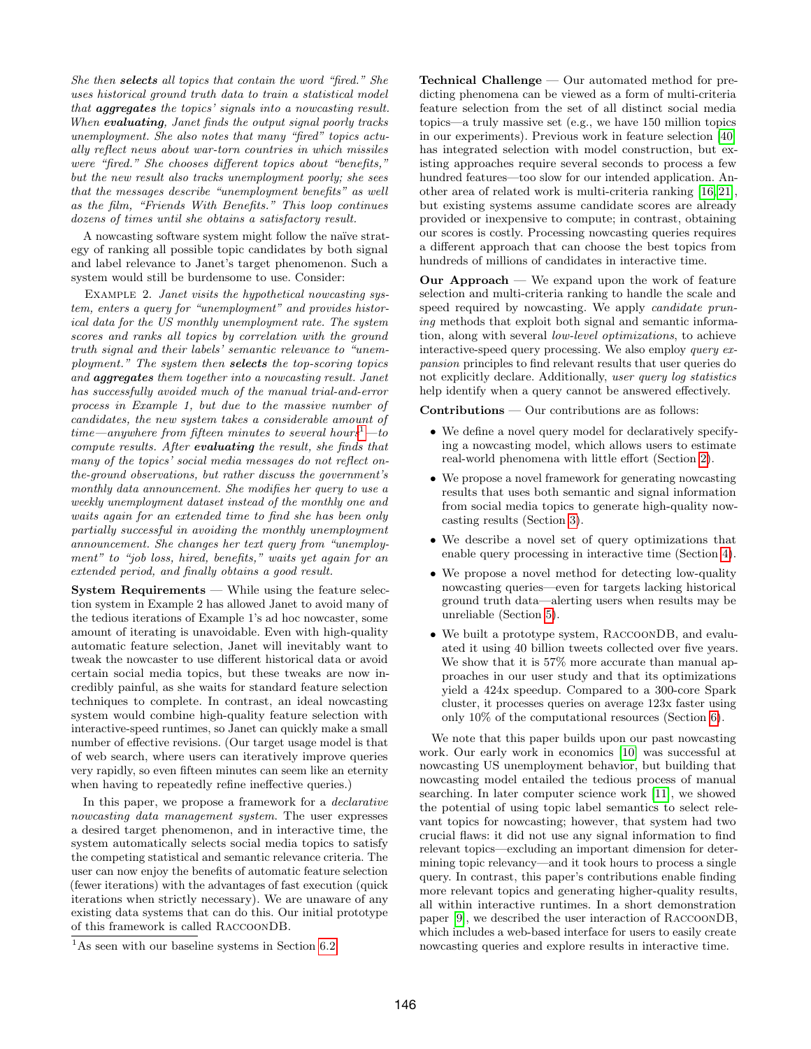*She then **selects** all topics that contain the word "fired." She uses historical ground truth data to train a statistical model that **aggregates** the topics' signals into a nowcasting result. When **evaluating**, Janet finds the output signal poorly tracks unemployment. She also notes that many "fired" topics actually reflect news about war-torn countries in which missiles were "fired." She chooses different topics about "benefits," but the new result also tracks unemployment poorly; she sees that the messages describe "unemployment benefits" as well as the film, "Friends With Benefits." This loop continues dozens of times until she obtains a satisfactory result.*

A nowcasting software system might follow the naïve strategy of ranking all possible topic candidates by both signal and label relevance to Janet's target phenomenon. Such a system would still be burdensome to use. Consider:

Example 2. *Janet visits the hypothetical nowcasting system, enters a query for "unemployment" and provides historical data for the US monthly unemployment rate. The system scores and ranks all topics by correlation with the ground truth signal and their labels' semantic relevance to "unemployment." The system then **selects** the top-scoring topics and **aggregates** them together into a nowcasting result. Janet has successfully avoided much of the manual trial-and-error process in Example 1, but due to the massive number of candidates, the new system takes a considerable amount of time—anywhere from fifteen minutes to several hours[1]—to compute results. After **evaluating** the result, she finds that many of the topics' social media messages do not reflect on-the-ground observations, but rather discuss the government's monthly data announcement. She modifies her query to use a weekly unemployment dataset instead of the monthly one and waits again for an extended time to find she has been only partially successful in avoiding the monthly unemployment announcement. She changes her text query from "unemployment" to "job loss, hired, benefits," waits yet again for an extended period, and finally obtains a good result.*

**System Requirements** — While using the feature selection system in Example 2 has allowed Janet to avoid many of the tedious iterations of Example 1's ad hoc nowcaster, some amount of iterating is unavoidable. Even with high-quality automatic feature selection, Janet will inevitably want to tweak the nowcaster to use different historical data or avoid certain social media topics, but these tweaks are now incredibly painful, as she waits for standard feature selection techniques to complete. In contrast, an ideal nowcasting system would combine high-quality feature selection with interactive-speed runtimes, so Janet can quickly make a small number of effective revisions. (Our target usage model is that of web search, where users can iteratively improve queries very rapidly, so even fifteen minutes can seem like an eternity when having to repeatedly refine ineffective queries.)

In this paper, we propose a framework for a *declarative nowcasting data management system*. The user expresses a desired target phenomenon, and in interactive time, the system automatically selects social media topics to satisfy the competing statistical and semantic relevance criteria. The user can now enjoy the benefits of automatic feature selection (fewer iterations) with the advantages of fast execution (quick iterations when strictly necessary). We are unaware of any existing data systems that can do this. Our initial prototype of this framework is called RaccoonDB.

[1]As seen with our baseline systems in Section 6.2.

**Technical Challenge** — Our automated method for predicting phenomena can be viewed as a form of multi-criteria feature selection from the set of all distinct social media topics—a truly massive set (e.g., we have 150 million topics in our experiments). Previous work in feature selection [40] has integrated selection with model construction, but existing approaches require several seconds to process a few hundred features—too slow for our intended application. Another area of related work is multi-criteria ranking [16, 21], but existing systems assume candidate scores are already provided or inexpensive to compute; in contrast, obtaining our scores is costly. Processing nowcasting queries requires a different approach that can choose the best topics from hundreds of millions of candidates in interactive time.

**Our Approach** — We expand upon the work of feature selection and multi-criteria ranking to handle the scale and speed required by nowcasting. We apply *candidate pruning* methods that exploit both signal and semantic information, along with several *low-level optimizations*, to achieve interactive-speed query processing. We also employ *query expansion* principles to find relevant results that user queries do not explicitly declare. Additionally, *user query log statistics* help identify when a query cannot be answered effectively.

**Contributions** — Our contributions are as follows:

- We define a novel query model for declaratively specifying a nowcasting model, which allows users to estimate real-world phenomena with little effort (Section 2).
- We propose a novel framework for generating nowcasting results that uses both semantic and signal information from social media topics to generate high-quality nowcasting results (Section 3).
- We describe a novel set of query optimizations that enable query processing in interactive time (Section 4).
- We propose a novel method for detecting low-quality nowcasting queries—even for targets lacking historical ground truth data—alerting users when results may be unreliable (Section 5).
- We built a prototype system, RaccoonDB, and evaluated it using 40 billion tweets collected over five years. We show that it is 57% more accurate than manual approaches in our user study and that its optimizations yield a 424x speedup. Compared to a 300-core Spark cluster, it processes queries on average 123x faster using only 10% of the computational resources (Section 6).

We note that this paper builds upon our past nowcasting work. Our early work in economics [10] was successful at nowcasting US unemployment behavior, but building that nowcasting model entailed the tedious process of manual searching. In later computer science work [11], we showed the potential of using topic label semantics to select relevant topics for nowcasting; however, that system had two crucial flaws: it did not use any signal information to find relevant topics—excluding an important dimension for determining topic relevancy—and it took hours to process a single query. In contrast, this paper's contributions enable finding more relevant topics and generating higher-quality results, all within interactive runtimes. In a short demonstration paper [9], we described the user interaction of RaccoonDB, which includes a web-based interface for users to easily create nowcasting queries and explore results in interactive time.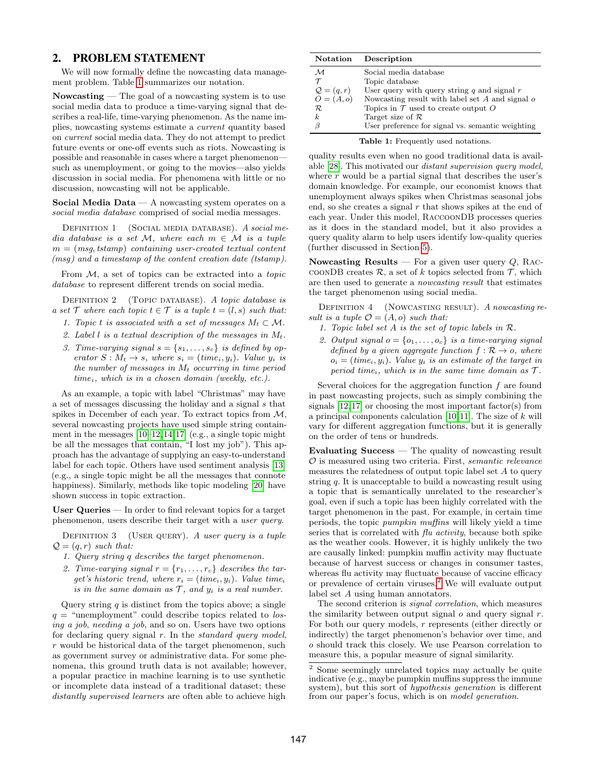## 2. PROBLEM STATEMENT

We will now formally define the nowcasting data management problem. Table 1 summarizes our notation.

**Nowcasting** — The goal of a nowcasting system is to use social media data to produce a time-varying signal that describes a real-life, time-varying phenomenon. As the name implies, nowcasting systems estimate a *current* quantity based on *current* social media data. They do not attempt to predict future events or one-off events such as riots. Nowcasting is possible and reasonable in cases where a target phenomenon—such as unemployment, or going to the movies—also yields discussion in social media. For phenomena with little or no discussion, nowcasting will not be applicable.

**Social Media Data** — A nowcasting system operates on a *social media database* comprised of social media messages.

Definition 1 (Social media database). *A social media database is a set $\mathcal{M}$, where each $m \in \mathcal{M}$ is a tuple $m = (msg, tstamp)$ containing user-created textual content (msg) and a timestamp of the content creation date (tstamp).*

From $\mathcal{M}$, a set of topics can be extracted into a *topic database* to represent different trends on social media.

Definition 2 (Topic database). *A topic database is a set $\mathcal{T}$ where each topic $t \in \mathcal{T}$ is a tuple $t = (l, s)$ such that:*

1. *Topic $t$ is associated with a set of messages $M_t \subset \mathcal{M}$.*
2. *Label $l$ is a textual description of the messages in $M_t$.*
3. *Time-varying signal $s = \{s_1, \ldots, s_c\}$ is defined by operator $S : M_t \to s$, where $s_i = (time_i, y_i)$. Value $y_i$ is the number of messages in $M_t$ occurring in time period $time_i$, which is in a chosen domain (weekly, etc.).*

As an example, a topic with label "Christmas" may have a set of messages discussing the holiday and a signal $s$ that spikes in December of each year. To extract topics from $\mathcal{M}$, several nowcasting projects have used simple string containment in the messages [10–12, 14, 17] (e.g., a single topic might be all the messages that contain, "I lost my job"). This approach has the advantage of supplying an easy-to-understand label for each topic. Others have used sentiment analysis [13] (e.g., a single topic might be all the messages that connote happiness). Similarly, methods like topic modeling [20] have shown success in topic extraction.

**User Queries** — In order to find relevant topics for a target phenomenon, users describe their target with a *user query*.

Definition 3 (User query). *A user query is a tuple $\mathcal{Q} = (q, r)$ such that:*

1. *Query string $q$ describes the target phenomenon.*
2. *Time-varying signal $r = \{r_1, \ldots, r_c\}$ describes the target's historic trend, where $r_i = (time_i, y_i)$. Value $time_i$ is in the same domain as $\mathcal{T}$, and $y_i$ is a real number.*

Query string $q$ is distinct from the topics above; a single $q$ = "unemployment" could describe topics related to *losing a job*, *needing a job*, and so on. Users have two options for declaring query signal $r$. In the *standard query model*, $r$ would be historical data of the target phenomenon, such as government survey or administrative data. For some phenomena, this ground truth data is not available; however, a popular practice in machine learning is to use synthetic or incomplete data instead of a traditional dataset; these *distantly supervised learners* are often able to achieve high quality results even when no good traditional data is available [28]. This motivated our *distant supervision query model*, where $r$ would be a partial signal that describes the user's domain knowledge. For example, our economist knows that unemployment always spikes when Christmas seasonal jobs end, so she creates a signal $r$ that shows spikes at the end of each year. Under this model, RaccoonDB processes queries as it does in the standard model, but it also provides a query quality alarm to help users identify low-quality queries (further discussed in Section 5).

| Notation | Description |
|---|---|
| $\mathcal{M}$ | Social media database |
| $\mathcal{T}$ | Topic database |
| $\mathcal{Q} = (q, r)$ | User query with query string $q$ and signal $r$ |
| $O = (A, o)$ | Nowcasting result with label set $A$ and signal $o$ |
| $\mathcal{R}$ | Topics in $\mathcal{T}$ used to create output $O$ |
| $k$ | Target size of $\mathcal{R}$ |
| $\beta$ | User preference for signal vs. semantic weighting |

**Table 1:** Frequently used notations.

**Nowcasting Results** — For a given user query $Q$, RaccoonDB creates $\mathcal{R}$, a set of $k$ topics selected from $\mathcal{T}$, which are then used to generate a *nowcasting result* that estimates the target phenomenon using social media.

Definition 4 (Nowcasting result). *A nowcasting result is a tuple $\mathcal{O} = (A, o)$ such that:*

1. *Topic label set $A$ is the set of topic labels in $\mathcal{R}$.*
2. *Output signal $o = \{o_1, \ldots, o_c\}$ is a time-varying signal defined by a given aggregate function $f : \mathcal{R} \to o$, where $o_i = (time_i, y_i)$. Value $y_i$ is an estimate of the target in period $time_i$, which is in the same time domain as $\mathcal{T}$.*

Several choices for the aggregation function $f$ are found in past nowcasting projects, such as simply combining the signals [12, 17] or choosing the most important factor(s) from a principal components calculation [10, 11]. The size of $k$ will vary for different aggregation functions, but it is generally on the order of tens or hundreds.

**Evaluating Success** — The quality of nowcasting result $\mathcal{O}$ is measured using two criteria. First, *semantic relevance* measures the relatedness of output topic label set $A$ to query string $q$. It is unacceptable to build a nowcasting result using a topic that is semantically unrelated to the researcher's goal, even if such a topic has been highly correlated with the target phenomenon in the past. For example, in certain time periods, the topic *pumpkin muffins* will likely yield a time series that is correlated with *flu activity*, because both spike as the weather cools. However, it is highly unlikely the two are causally linked: pumpkin muffin activity may fluctuate because of harvest success or changes in consumer tastes, whereas flu activity may fluctuate because of vaccine efficacy or prevalence of certain viruses.[2] We will evaluate output label set $A$ using human annotators.

The second criterion is *signal correlation*, which measures the similarity between output signal $o$ and query signal $r$. For both our query models, $r$ represents (either directly or indirectly) the target phenomenon's behavior over time, and $o$ should track this closely. We use Pearson correlation to measure this, a popular measure of signal similarity.

[2] Some seemingly unrelated topics may actually be quite indicative (e.g., maybe pumpkin muffins suppress the immune system), but this sort of *hypothesis generation* is different from our paper's focus, which is on *model generation*.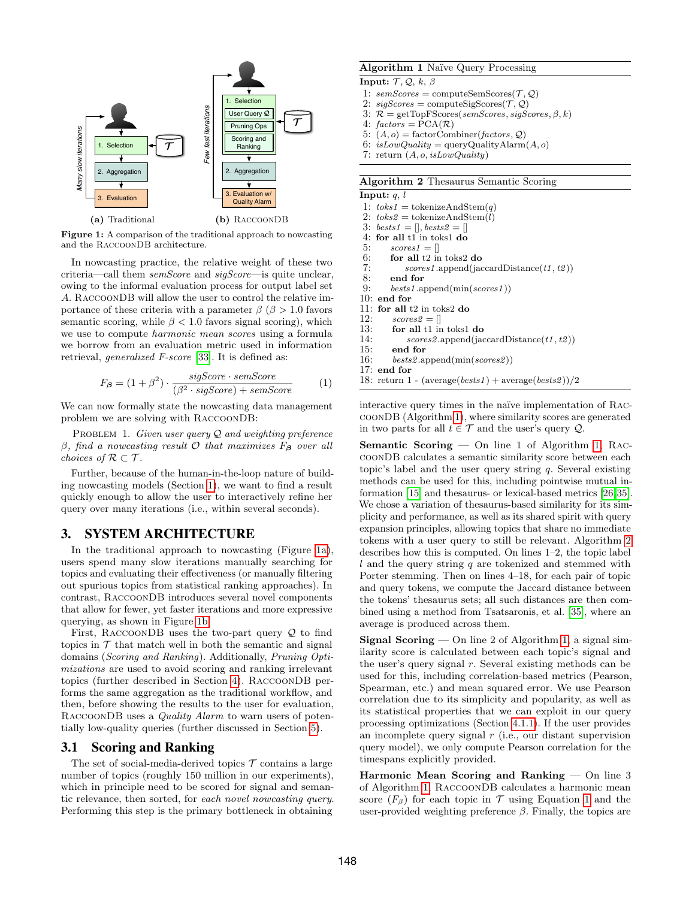Figure 1: A comparison of the traditional approach to nowcasting and the RACCOONDB architecture.

(a) Traditional

(b) RACCOONDB

In nowcasting practice, the relative weight of these two criteria—call them *semScore* and *sigScore*—is quite unclear, owing to the informal evaluation process for output label set $A$. RACCOONDB will allow the user to control the relative importance of these criteria with a parameter $\beta$ ($\beta > 1.0$ favors semantic scoring, while $\beta < 1.0$ favors signal scoring), which we use to compute *harmonic mean scores* using a formula we borrow from an evaluation metric used in information retrieval, *generalized F-score* [33]. It is defined as:

$$F_{\beta} = (1 + \beta^2) \cdot \frac{sigScore \cdot semScore}{(\beta^2 \cdot sigScore) + semScore} \quad (1)$$

We can now formally state the nowcasting data management problem we are solving with RACCOONDB:

PROBLEM 1. *Given user query $\mathcal{Q}$ and weighting preference $\beta$, find a nowcasting result $\mathcal{O}$ that maximizes $F_{\beta}$ over all choices of $\mathcal{R} \subset \mathcal{T}$.*

Further, because of the human-in-the-loop nature of building nowcasting models (Section 1), we want to find a result quickly enough to allow the user to interactively refine her query over many iterations (i.e., within several seconds).

## 3. SYSTEM ARCHITECTURE

In the traditional approach to nowcasting (Figure 1a), users spend many slow iterations manually searching for topics and evaluating their effectiveness (or manually filtering out spurious topics from statistical ranking approaches). In contrast, RACCOONDB introduces several novel components that allow for fewer, yet faster iterations and more expressive querying, as shown in Figure 1b.

First, RACCOONDB uses the two-part query $\mathcal{Q}$ to find topics in $\mathcal{T}$ that match well in both the semantic and signal domains (*Scoring and Ranking*). Additionally, *Pruning Optimizations* are used to avoid scoring and ranking irrelevant topics (further described in Section 4). RACCOONDB performs the same aggregation as the traditional workflow, and then, before showing the results to the user for evaluation, RACCOONDB uses a *Quality Alarm* to warn users of potentially low-quality queries (further discussed in Section 5).

### 3.1 Scoring and Ranking

The set of social-media-derived topics $\mathcal{T}$ contains a large number of topics (roughly 150 million in our experiments), which in principle need to be scored for signal and semantic relevance, then sorted, for *each novel nowcasting query*. Performing this step is the primary bottleneck in obtaining interactive query times in the naïve implementation of RACCOONDB (Algorithm 1), where similarity scores are generated in two parts for all $t \in \mathcal{T}$ and the user's query $\mathcal{Q}$.

**Algorithm 1** Naïve Query Processing

**Input:** $\mathcal{T}$, $\mathcal{Q}$, $k$, $\beta$

```
1: semScores = computeSemScores(T, Q)
2: sigScores = computeSigScores(T, Q)
3: R = getTopFScores(semScores, sigScores, β, k)
4: factors = PCA(R)
5: (A, o) = factorCombiner(factors, Q)
6: isLowQuality = queryQualityAlarm(A, o)
7: return (A, o, isLowQuality)
```

**Algorithm 2** Thesaurus Semantic Scoring

**Input:** $q$, $l$

```
1: toks1 = tokenizeAndStem(q)
2: toks2 = tokenizeAndStem(l)
3: bests1 = [], bests2 = []
4: for all t1 in toks1 do
5:     scores1 = []
6:     for all t2 in toks2 do
7:         scores1.append(jaccardDistance(t1, t2))
8:     end for
9:     bests1.append(min(scores1))
10: end for
11: for all t2 in toks2 do
12:     scores2 = []
13:     for all t1 in toks1 do
14:         scores2.append(jaccardDistance(t1, t2))
15:     end for
16:     bests2.append(min(scores2))
17: end for
18: return 1 - (average(bests1) + average(bests2))/2
```

**Semantic Scoring** — On line 1 of Algorithm 1, RACCOONDB calculates a semantic similarity score between each topic's label and the user query string $q$. Several existing methods can be used for this, including pointwise mutual information [15] and thesaurus- or lexical-based metrics [26,35]. We chose a variation of thesaurus-based similarity for its simplicity and performance, as well as its shared spirit with query expansion principles, allowing topics that share no immediate tokens with a user query to still be relevant. Algorithm 2 describes how this is computed. On lines 1–2, the topic label $l$ and the query string $q$ are tokenized and stemmed with Porter stemming. Then on lines 4–18, for each pair of topic and query tokens, we compute the Jaccard distance between the tokens' thesaurus sets; all such distances are then combined using a method from Tsatsaronis, et al. [35], where an average is produced across them.

**Signal Scoring** — On line 2 of Algorithm 1, a signal similarity score is calculated between each topic's signal and the user's query signal $r$. Several existing methods can be used for this, including correlation-based metrics (Pearson, Spearman, etc.) and mean squared error. We use Pearson correlation due to its simplicity and popularity, as well as its statistical properties that we can exploit in our query processing optimizations (Section 4.1.1). If the user provides an incomplete query signal $r$ (i.e., our distant supervision query model), we only compute Pearson correlation for the timespans explicitly provided.

**Harmonic Mean Scoring and Ranking** — On line 3 of Algorithm 1, RACCOONDB calculates a harmonic mean score ($F_{\beta}$) for each topic in $\mathcal{T}$ using Equation 1 and the user-provided weighting preference $\beta$. Finally, the topics are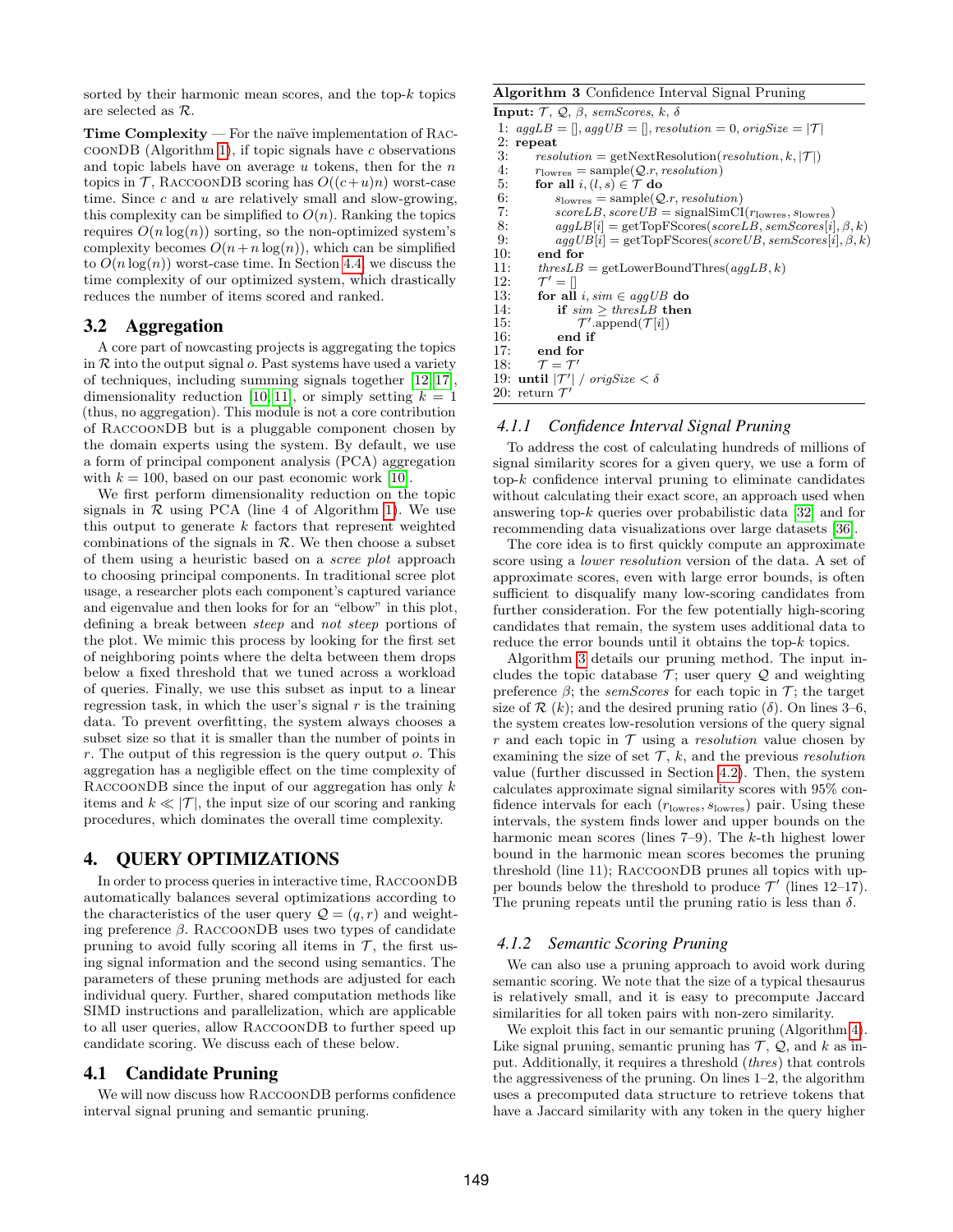sorted by their harmonic mean scores, and the top-$k$ topics are selected as $\mathcal{R}$.

**Time Complexity** — For the naïve implementation of RaccoonDB (Algorithm 1), if topic signals have $c$ observations and topic labels have on average $u$ tokens, then for the $n$ topics in $\mathcal{T}$, RaccoonDB scoring has $O((c+u)n)$ worst-case time. Since $c$ and $u$ are relatively small and slow-growing, this complexity can be simplified to $O(n)$. Ranking the topics requires $O(n\log(n))$ sorting, so the non-optimized system's complexity becomes $O(n+n\log(n))$, which can be simplified to $O(n\log(n))$ worst-case time. In Section 4.4, we discuss the time complexity of our optimized system, which drastically reduces the number of items scored and ranked.

## 3.2 Aggregation

A core part of nowcasting projects is aggregating the topics in $\mathcal{R}$ into the output signal $o$. Past systems have used a variety of techniques, including summing signals together [12, 17], dimensionality reduction [10, 11], or simply setting $k = 1$ (thus, no aggregation). This module is not a core contribution of RaccoonDB but is a pluggable component chosen by the domain experts using the system. By default, we use a form of principal component analysis (PCA) aggregation with $k = 100$, based on our past economic work [10].

We first perform dimensionality reduction on the topic signals in $\mathcal{R}$ using PCA (line 4 of Algorithm 1). We use this output to generate $k$ factors that represent weighted combinations of the signals in $\mathcal{R}$. We then choose a subset of them using a heuristic based on a *scree plot* approach to choosing principal components. In traditional scree plot usage, a researcher plots each component's captured variance and eigenvalue and then looks for for an "elbow" in this plot, defining a break between *steep* and *not steep* portions of the plot. We mimic this process by looking for the first set of neighboring points where the delta between them drops below a fixed threshold that we tuned across a workload of queries. Finally, we use this subset as input to a linear regression task, in which the user's signal $r$ is the training data. To prevent overfitting, the system always chooses a subset size so that it is smaller than the number of points in $r$. The output of this regression is the query output $o$. This aggregation has a negligible effect on the time complexity of RaccoonDB since the input of our aggregation has only $k$ items and $k \ll |\mathcal{T}|$, the input size of our scoring and ranking procedures, which dominates the overall time complexity.

# 4. QUERY OPTIMIZATIONS

In order to process queries in interactive time, RaccoonDB automatically balances several optimizations according to the characteristics of the user query $\mathcal{Q} = (q, r)$ and weighting preference $\beta$. RaccoonDB uses two types of candidate pruning to avoid fully scoring all items in $\mathcal{T}$, the first using signal information and the second using semantics. The parameters of these pruning methods are adjusted for each individual query. Further, shared computation methods like SIMD instructions and parallelization, which are applicable to all user queries, allow RaccoonDB to further speed up candidate scoring. We discuss each of these below.

## 4.1 Candidate Pruning

We will now discuss how RaccoonDB performs confidence interval signal pruning and semantic pruning.

**Algorithm 3** Confidence Interval Signal Pruning

```
Input: T, Q, β, semScores, k, δ
1: aggLB = [], aggUB = [], resolution = 0, origSize = |T|
2: repeat
3:     resolution = getNextResolution(resolution, k, |T|)
4:     r_lowres = sample(Q.r, resolution)
5:     for all i, (l, s) ∈ T do
6:         s_lowres = sample(Q.r, resolution)
7:         scoreLB, scoreUB = signalSimCI(r_lowres, s_lowres)
8:         aggLB[i] = getTopFScores(scoreLB, semScores[i], β, k)
9:         aggUB[i] = getTopFScores(scoreUB, semScores[i], β, k)
10:    end for
11:    thresLB = getLowerBoundThres(aggLB, k)
12:    T' = []
13:    for all i, sim ∈ aggUB do
14:        if sim ≥ thresLB then
15:            T'.append(T[i])
16:        end if
17:    end for
18:    T = T'
19: until |T'| / origSize < δ
20: return T'
```

### 4.1.1 Confidence Interval Signal Pruning

To address the cost of calculating hundreds of millions of signal similarity scores for a given query, we use a form of top-$k$ confidence interval pruning to eliminate candidates without calculating their exact score, an approach used when answering top-$k$ queries over probabilistic data [32] and for recommending data visualizations over large datasets [36].

The core idea is to first quickly compute an approximate score using a *lower resolution* version of the data. A set of approximate scores, even with large error bounds, is often sufficient to disqualify many low-scoring candidates from further consideration. For the few potentially high-scoring candidates that remain, the system uses additional data to reduce the error bounds until it obtains the top-$k$ topics.

Algorithm 3 details our pruning method. The input includes the topic database $\mathcal{T}$; user query $\mathcal{Q}$ and weighting preference $\beta$; the *semScores* for each topic in $\mathcal{T}$; the target size of $\mathcal{R}$ ($k$); and the desired pruning ratio ($\delta$). On lines 3–6, the system creates low-resolution versions of the query signal $r$ and each topic in $\mathcal{T}$ using a *resolution* value chosen by examining the size of set $\mathcal{T}$, $k$, and the previous *resolution* value (further discussed in Section 4.2). Then, the system calculates approximate signal similarity scores with 95% confidence intervals for each $(r_{\text{lowres}}, s_{\text{lowres}})$ pair. Using these intervals, the system finds lower and upper bounds on the harmonic mean scores (lines 7–9). The $k$-th highest lower bound in the harmonic mean scores becomes the pruning threshold (line 11); RaccoonDB prunes all topics with upper bounds below the threshold to produce $\mathcal{T}'$ (lines 12–17). The pruning repeats until the pruning ratio is less than $\delta$.

### 4.1.2 Semantic Scoring Pruning

We can also use a pruning approach to avoid work during semantic scoring. We note that the size of a typical thesaurus is relatively small, and it is easy to precompute Jaccard similarities for all token pairs with non-zero similarity.

We exploit this fact in our semantic pruning (Algorithm 4). Like signal pruning, semantic pruning has $\mathcal{T}$, $\mathcal{Q}$, and $k$ as input. Additionally, it requires a threshold (*thres*) that controls the aggressiveness of the pruning. On lines 1–2, the algorithm uses a precomputed data structure to retrieve tokens that have a Jaccard similarity with any token in the query higher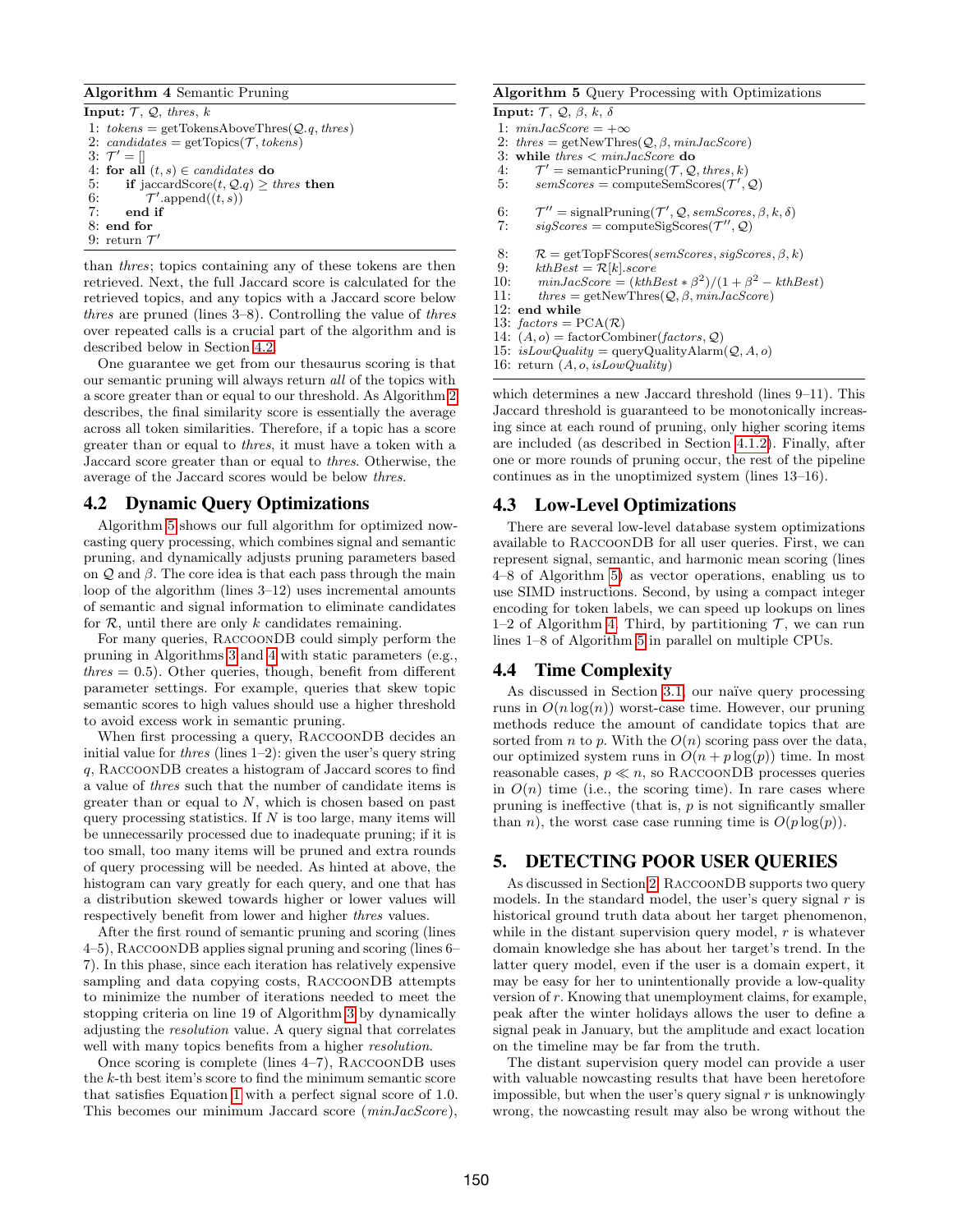**Algorithm 4** Semantic Pruning

```
Input: T, Q, thres, k
1: tokens = getTokensAboveThres(Q.q, thres)
2: candidates = getTopics(T, tokens)
3: T' = []
4: for all (t, s) ∈ candidates do
5:     if jaccardScore(t, Q.q) ≥ thres then
6:         T'.append((t, s))
7:     end if
8: end for
9: return T'
```

than *thres*; topics containing any of these tokens are then retrieved. Next, the full Jaccard score is calculated for the retrieved topics, and any topics with a Jaccard score below *thres* are pruned (lines 3–8). Controlling the value of *thres* over repeated calls is a crucial part of the algorithm and is described below in Section 4.2.

One guarantee we get from our thesaurus scoring is that our semantic pruning will always return *all* of the topics with a score greater than or equal to our threshold. As Algorithm 2 describes, the final similarity score is essentially the average across all token similarities. Therefore, if a topic has a score greater than or equal to *thres*, it must have a token with a Jaccard score greater than or equal to *thres*. Otherwise, the average of the Jaccard scores would be below *thres*.

## 4.2 Dynamic Query Optimizations

Algorithm 5 shows our full algorithm for optimized nowcasting query processing, which combines signal and semantic pruning, and dynamically adjusts pruning parameters based on $\mathcal{Q}$ and $\beta$. The core idea is that each pass through the main loop of the algorithm (lines 3–12) uses incremental amounts of semantic and signal information to eliminate candidates for $\mathcal{R}$, until there are only $k$ candidates remaining.

For many queries, RaccoonDB could simply perform the pruning in Algorithms 3 and 4 with static parameters (e.g., *thres* = 0.5). Other queries, though, benefit from different parameter settings. For example, queries that skew topic semantic scores to high values should use a higher threshold to avoid excess work in semantic pruning.

When first processing a query, RaccoonDB decides an initial value for *thres* (lines 1–2): given the user's query string $q$, RaccoonDB creates a histogram of Jaccard scores to find a value of *thres* such that the number of candidate items is greater than or equal to $N$, which is chosen based on past query processing statistics. If $N$ is too large, many items will be unnecessarily processed due to inadequate pruning; if it is too small, too many items will be pruned and extra rounds of query processing will be needed. As hinted at above, the histogram can vary greatly for each query, and one that has a distribution skewed towards higher or lower values will respectively benefit from lower and higher *thres* values.

After the first round of semantic pruning and scoring (lines 4–5), RaccoonDB applies signal pruning and scoring (lines 6–7). In this phase, since each iteration has relatively expensive sampling and data copying costs, RaccoonDB attempts to minimize the number of iterations needed to meet the stopping criteria on line 19 of Algorithm 3 by dynamically adjusting the *resolution* value. A query signal that correlates well with many topics benefits from a higher *resolution*.

Once scoring is complete (lines 4–7), RaccoonDB uses the $k$-th best item's score to find the minimum semantic score that satisfies Equation 1 with a perfect signal score of 1.0. This becomes our minimum Jaccard score (*minJacScore*),

**Algorithm 5** Query Processing with Optimizations

```
Input: T, Q, β, k, δ
1: minJacScore = +∞
2: thres = getNewThres(Q, β, minJacScore)
3: while thres < minJacScore do
4:     T' = semanticPruning(T, Q, thres, k)
5:     semScores = computeSemScores(T', Q)

6:     T'' = signalPruning(T', Q, semScores, β, k, δ)
7:     sigScores = computeSigScores(T'', Q)

8:     R = getTopFScores(semScores, sigScores, β, k)
9:     kthBest = R[k].score
10:    minJacScore = (kthBest * β^2)/(1 + β^2 − kthBest)
11:    thres = getNewThres(Q, β, minJacScore)
12: end while
13: factors = PCA(R)
14: (A, o) = factorCombiner(factors, Q)
15: isLowQuality = queryQualityAlarm(Q, A, o)
16: return (A, o, isLowQuality)
```

which determines a new Jaccard threshold (lines 9–11). This Jaccard threshold is guaranteed to be monotonically increasing since at each round of pruning, only higher scoring items are included (as described in Section 4.1.2). Finally, after one or more rounds of pruning occur, the rest of the pipeline continues as in the unoptimized system (lines 13–16).

## 4.3 Low-Level Optimizations

There are several low-level database system optimizations available to RaccoonDB for all user queries. First, we can represent signal, semantic, and harmonic mean scoring (lines 4–8 of Algorithm 5) as vector operations, enabling us to use SIMD instructions. Second, by using a compact integer encoding for token labels, we can speed up lookups on lines 1–2 of Algorithm 4. Third, by partitioning $\mathcal{T}$, we can run lines 1–8 of Algorithm 5 in parallel on multiple CPUs.

## 4.4 Time Complexity

As discussed in Section 3.1, our naïve query processing runs in $O(n\log(n))$ worst-case time. However, our pruning methods reduce the amount of candidate topics that are sorted from $n$ to $p$. With the $O(n)$ scoring pass over the data, our optimized system runs in $O(n + p\log(p))$ time. In most reasonable cases, $p \ll n$, so RaccoonDB processes queries in $O(n)$ time (i.e., the scoring time). In rare cases where pruning is ineffective (that is, $p$ is not significantly smaller than $n$), the worst case case running time is $O(p\log(p))$.

# 5. DETECTING POOR USER QUERIES

As discussed in Section 2, RaccoonDB supports two query models. In the standard model, the user's query signal $r$ is historical ground truth data about her target phenomenon, while in the distant supervision query model, $r$ is whatever domain knowledge she has about her target's trend. In the latter query model, even if the user is a domain expert, it may be easy for her to unintentionally provide a low-quality version of $r$. Knowing that unemployment claims, for example, peak after the winter holidays allows the user to define a signal peak in January, but the amplitude and exact location on the timeline may be far from the truth.

The distant supervision query model can provide a user with valuable nowcasting results that have been heretofore impossible, but when the user's query signal $r$ is unknowingly wrong, the nowcasting result may also be wrong without the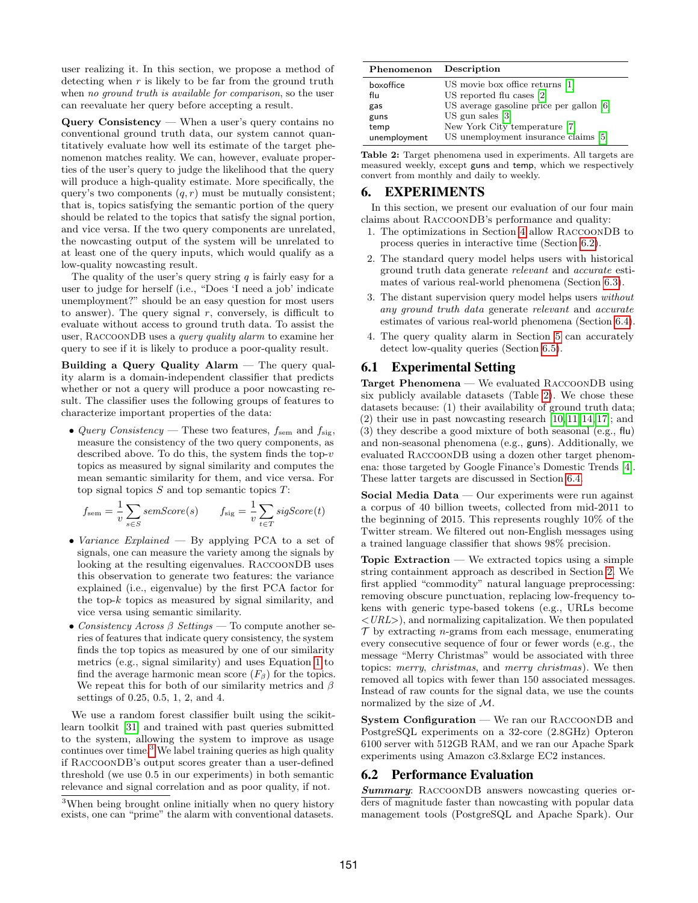user realizing it. In this section, we propose a method of detecting when $r$ is likely to be far from the ground truth when *no ground truth is available for comparison*, so the user can reevaluate her query before accepting a result.

**Query Consistency** — When a user's query contains no conventional ground truth data, our system cannot quantitatively evaluate how well its estimate of the target phenomenon matches reality. We can, however, evaluate properties of the user's query to judge the likelihood that the query will produce a high-quality estimate. More specifically, the query's two components $(q, r)$ must be mutually consistent; that is, topics satisfying the semantic portion of the query should be related to the topics that satisfy the signal portion, and vice versa. If the two query components are unrelated, the nowcasting output of the system will be unrelated to at least one of the query inputs, which would qualify as a low-quality nowcasting result.

The quality of the user's query string $q$ is fairly easy for a user to judge for herself (i.e., "Does 'I need a job' indicate unemployment?" should be an easy question for most users to answer). The query signal $r$, conversely, is difficult to evaluate without access to ground truth data. To assist the user, RaccoonDB uses a *query quality alarm* to examine her query to see if it is likely to produce a poor-quality result.

**Building a Query Quality Alarm** — The query quality alarm is a domain-independent classifier that predicts whether or not a query will produce a poor nowcasting result. The classifier uses the following groups of features to characterize important properties of the data:

- *Query Consistency* — These two features, $f_{\text{sem}}$ and $f_{\text{sig}}$, measure the consistency of the two query components, as described above. To do this, the system finds the top-$v$ topics as measured by signal similarity and computes the mean semantic similarity for them, and vice versa. For top signal topics $S$ and top semantic topics $T$:

$$f_{\text{sem}} = \frac{1}{v}\sum_{s \in S} semScore(s) \qquad f_{\text{sig}} = \frac{1}{v}\sum_{t \in T} sigScore(t)$$

- *Variance Explained* — By applying PCA to a set of signals, one can measure the variety among the signals by looking at the resulting eigenvalues. RaccoonDB uses this observation to generate two features: the variance explained (i.e., eigenvalue) by the first PCA factor for the top-$k$ topics as measured by signal similarity, and vice versa using semantic similarity.
- *Consistency Across β Settings* — To compute another series of features that indicate query consistency, the system finds the top topics as measured by one of our similarity metrics (e.g., signal similarity) and uses Equation 1 to find the average harmonic mean score ($F_\beta$) for the topics. We repeat this for both of our similarity metrics and $\beta$ settings of 0.25, 0.5, 1, 2, and 4.

We use a random forest classifier built using the scikit-learn toolkit [31] and trained with past queries submitted to the system, allowing the system to improve as usage continues over time.[3] We label training queries as high quality if RaccoonDB's output scores greater than a user-defined threshold (we use 0.5 in our experiments) in both semantic relevance and signal correlation and as poor quality, if not.

[3] When being brought online initially when no query history exists, one can "prime" the alarm with conventional datasets.

| Phenomenon | Description |
|---|---|
| boxoffice | US movie box office returns [1] |
| flu | US reported flu cases [2] |
| gas | US average gasoline price per gallon [6] |
| guns | US gun sales [3] |
| temp | New York City temperature [7] |
| unemployment | US unemployment insurance claims [5] |

**Table 2:** Target phenomena used in experiments. All targets are measured weekly, except guns and temp, which we respectively convert from monthly and daily to weekly.

# 6. EXPERIMENTS

In this section, we present our evaluation of our four main claims about RaccoonDB's performance and quality:

1. The optimizations in Section 4 allow RaccoonDB to process queries in interactive time (Section 6.2).
2. The standard query model helps users with historical ground truth data generate *relevant* and *accurate* estimates of various real-world phenomena (Section 6.3).
3. The distant supervision query model helps users *without any ground truth data* generate *relevant* and *accurate* estimates of various real-world phenomena (Section 6.4).
4. The query quality alarm in Section 5 can accurately detect low-quality queries (Section 6.5).

## 6.1 Experimental Setting

**Target Phenomena** — We evaluated RaccoonDB using six publicly available datasets (Table 2). We chose these datasets because: (1) their availability of ground truth data; (2) their use in past nowcasting research [10, 11, 14, 17]; and (3) they describe a good mixture of both seasonal (e.g., flu) and non-seasonal phenomena (e.g., guns). Additionally, we evaluated RaccoonDB using a dozen other target phenomena: those targeted by Google Finance's Domestic Trends [4]. These latter targets are discussed in Section 6.4.

**Social Media Data** — Our experiments were run against a corpus of 40 billion tweets, collected from mid-2011 to the beginning of 2015. This represents roughly 10% of the Twitter stream. We filtered out non-English messages using a trained language classifier that shows 98% precision.

**Topic Extraction** — We extracted topics using a simple string containment approach as described in Section 2. We first applied "commodity" natural language preprocessing: removing obscure punctuation, replacing low-frequency tokens with generic type-based tokens (e.g., URLs become <*URL*>), and normalizing capitalization. We then populated $\mathcal{T}$ by extracting $n$-grams from each message, enumerating every consecutive sequence of four or fewer words (e.g., the message "Merry Christmas" would be associated with three topics: *merry*, *christmas*, and *merry christmas*). We then removed all topics with fewer than 150 associated messages. Instead of raw counts for the signal data, we use the counts normalized by the size of $\mathcal{M}$.

**System Configuration** — We ran our RaccoonDB and PostgreSQL experiments on a 32-core (2.8GHz) Opteron 6100 server with 512GB RAM, and we ran our Apache Spark experiments using Amazon c3.8xlarge EC2 instances.

## 6.2 Performance Evaluation

***Summary***: RaccoonDB answers nowcasting queries orders of magnitude faster than nowcasting with popular data management tools (PostgreSQL and Apache Spark). Our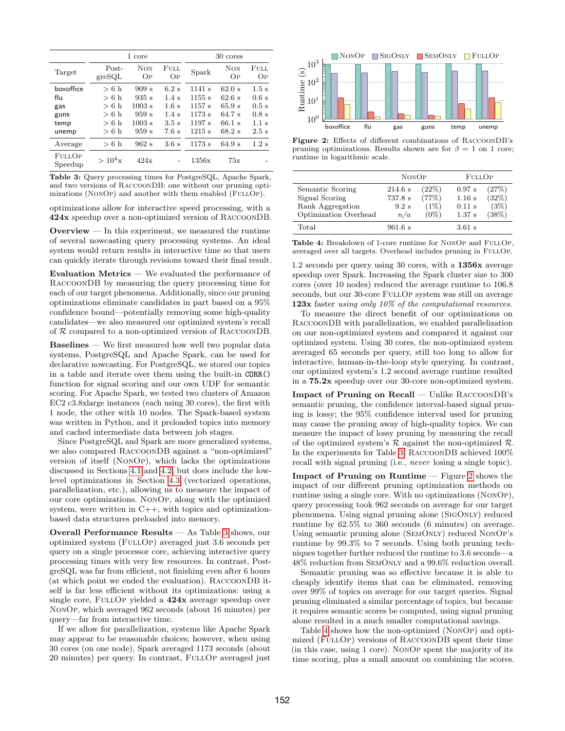| Target | 1 core | | | 30 cores | | |
|---|---|---|---|---|---|---|
| | PostgreSQL | NonOp | FullOp | Spark | NonOp | FullOp |
| boxoffice | > 6 h | 909 s | 6.2 s | 1141 s | 62.0 s | 1.5 s |
| flu | > 6 h | 935 s | 1.4 s | 1155 s | 62.6 s | 0.6 s |
| gas | > 6 h | 1003 s | 1.6 s | 1157 s | 65.9 s | 0.5 s |
| guns | > 6 h | 959 s | 1.4 s | 1173 s | 64.7 s | 0.8 s |
| temp | > 6 h | 1003 s | 3.5 s | 1197 s | 66.1 s | 1.1 s |
| unemp | > 6 h | 959 s | 7.6 s | 1215 s | 68.2 s | 2.5 s |
| Average | > 6 h | 962 s | 3.6 s | 1173 s | 64.9 s | 1.2 s |
| FullOp Speedup | > $10^4$x | 424x | - | 1356x | 75x | - |

**Table 3:** Query processing times for PostgreSQL, Apache Spark, and two versions of RaccoonDB: one without our pruning optimizations (NonOp) and another with them enabled (FullOp).

optimizations allow for interactive speed processing, with a **424x** speedup over a non-optimized version of RaccoonDB.

**Overview** — In this experiment, we measured the runtime of several nowcasting query processing systems. An ideal system would return results in interactive time so that users can quickly iterate through revisions toward their final result.

**Evaluation Metrics** — We evaluated the performance of RaccoonDB by measuring the query processing time for each of our target phenomena. Additionally, since our pruning optimizations eliminate candidates in part based on a 95% confidence bound—potentially removing some high-quality candidates—we also measured our optimized system's recall of $\mathcal{R}$ compared to a non-optimized version of RaccoonDB.

**Baselines** — We first measured how well two popular data systems, PostgreSQL and Apache Spark, can be used for declarative nowcasting. For PostgreSQL, we stored our topics in a table and iterate over them using the built-in CORR() function for signal scoring and our own UDF for semantic scoring. For Apache Spark, we tested two clusters of Amazon EC2 c3.8xlarge instances (each using 30 cores), the first with 1 node, the other with 10 nodes. The Spark-based system was written in Python, and it preloaded topics into memory and cached intermediate data between job stages.

Since PostgreSQL and Spark are more generalized systems, we also compared RaccoonDB against a "non-optimized" version of itself (NonOp), which lacks the optimizations discussed in Sections 4.1 and 4.2, but does include the low-level optimizations in Section 4.3 (vectorized operations, parallelization, etc.), allowing us to measure the impact of our core optimizations. NonOp, along with the optimized system, were written in C++, with topics and optimization-based data structures preloaded into memory.

**Overall Performance Results** — As Table 3 shows, our optimized system (FullOp) averaged just 3.6 seconds per query on a single processor core, achieving interactive query processing times with very few resources. In contrast, PostgreSQL was far from efficient, not finishing even after 6 hours (at which point we ended the evaluation). RaccoonDB itself is far less efficient without its optimizations: using a single core, FullOp yielded a **424x** average speedup over NonOp, which averaged 962 seconds (about 16 minutes) per query—far from interactive time.

If we allow for parallelization, systems like Apache Spark may appear to be reasonable choices; however, when using 30 cores (on one node), Spark averaged 1173 seconds (about 20 minutes) per query. In contrast, FullOp averaged just

**Figure 2:** Effects of different combinations of RaccoonDB's pruning optimizations. Results shown are for $\beta = 1$ on 1 core; runtime in logarithmic scale.

| | NonOp | | FullOp | |
|---|---|---|---|---|
| Semantic Scoring | 214.6 s | (22%) | 0.97 s | (27%) |
| Signal Scoring | 737.8 s | (77%) | 1.16 s | (32%) |
| Rank Aggregation | 9.2 s | (1%) | 0.11 s | (3%) |
| Optimization Overhead | *n/a* | (0%) | 1.37 s | (38%) |
| Total | 961.6 s | | 3.61 s | |

**Table 4:** Breakdown of 1-core runtime for NonOp and FullOp, averaged over all targets. Overhead includes pruning in FullOp.

1.2 seconds per query using 30 cores, with a **1356x** average speedup over Spark. Increasing the Spark cluster size to 300 cores (over 10 nodes) reduced the average runtime to 106.8 seconds, but our 30-core FullOp system was still on average **123x** faster *using only 10% of the computational resources*.

To measure the direct benefit of our optimizations on RaccoonDB with parallelization, we enabled parallelization on our non-optimized system and compared it against our optimized system. Using 30 cores, the non-optimized system averaged 65 seconds per query, still too long to allow for interactive, human-in-the-loop style querying. In contrast, our optimized system's 1.2 second average runtime resulted in a **75.2x** speedup over our 30-core non-optimized system.

**Impact of Pruning on Recall** — Unlike RaccoonDB's semantic pruning, the confidence interval-based signal pruning is lossy; the 95% confidence interval used for pruning may cause the pruning away of high-quality topics. We can measure the impact of lossy pruning by measuring the recall of the optimized system's $\mathcal{R}$ against the non-optimized $\mathcal{R}$. In the experiments for Table 3, RaccoonDB achieved 100% recall with signal pruning (i.e., *never* losing a single topic).

**Impact of Pruning on Runtime** — Figure 2 shows the impact of our different pruning optimization methods on runtime using a single core. With no optimizations (NonOp), query processing took 962 seconds on average for our target phenomena. Using signal pruning alone (SigOnly) reduced runtime by 62.5% to 360 seconds (6 minutes) on average. Using semantic pruning alone (SemOnly) reduced NonOp's runtime by 99.3% to 7 seconds. Using both pruning techniques together further reduced the runtime to 3.6 seconds—a 48% reduction from SemOnly and a 99.6% reduction overall.

Semantic pruning was so effective because it is able to cheaply identify items that can be eliminated, removing over 99% of topics on average for our target queries. Signal pruning eliminated a similar percentage of topics, but because it requires semantic scores be computed, using signal pruning alone resulted in a much smaller computational savings.

Table 4 shows how the non-optimized (NonOp) and optimized (FullOp) versions of RaccoonDB spent their time (in this case, using 1 core). NonOp spent the majority of its time scoring, plus a small amount on combining the scores.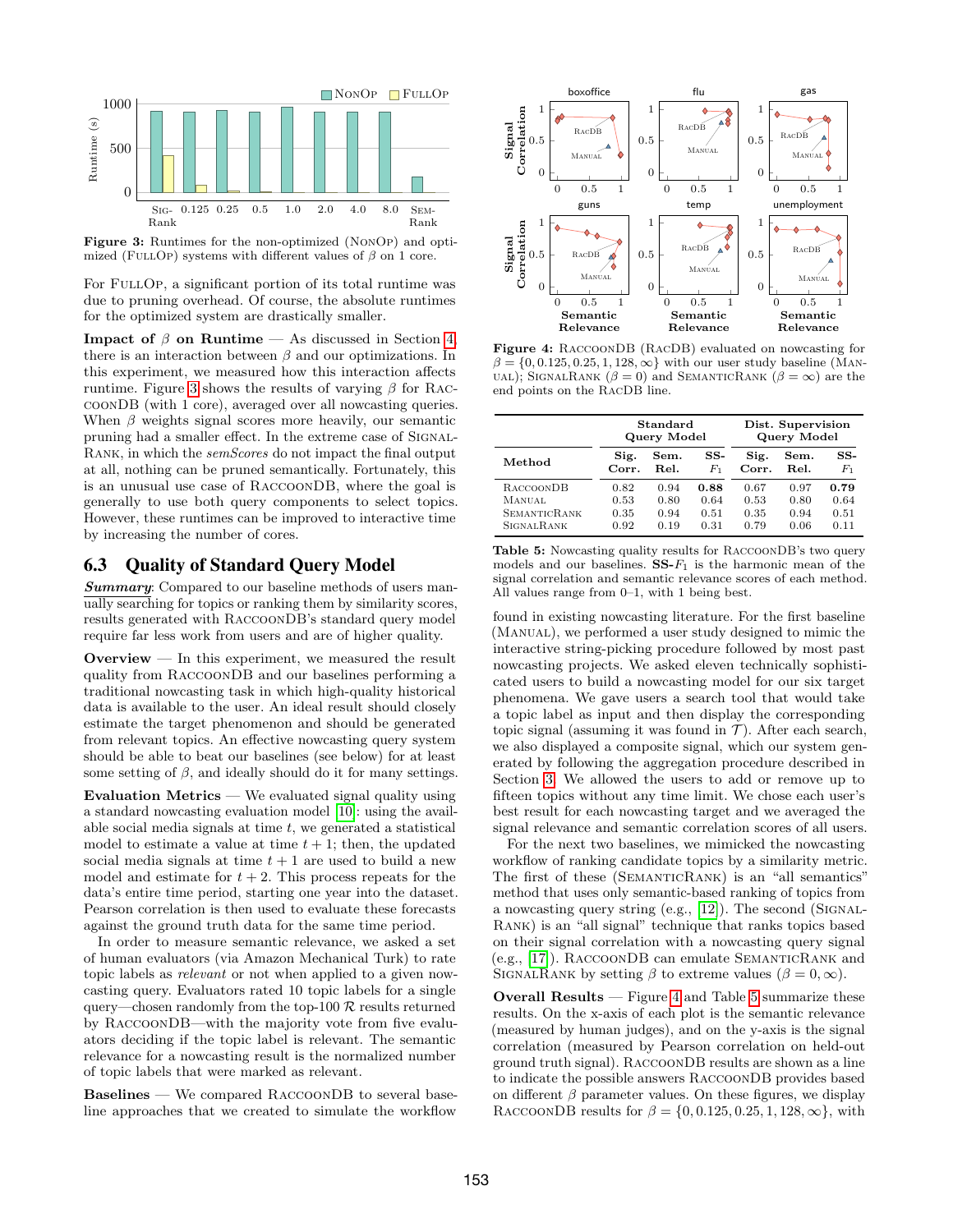**Figure 3:** Runtimes for the non-optimized (NonOp) and optimized (FullOp) systems with different values of $\beta$ on 1 core.

For FullOp, a significant portion of its total runtime was due to pruning overhead. Of course, the absolute runtimes for the optimized system are drastically smaller.

**Impact of $\beta$ on Runtime** — As discussed in Section 4, there is an interaction between $\beta$ and our optimizations. In this experiment, we measured how this interaction affects runtime. Figure 3 shows the results of varying $\beta$ for RaccoonDB (with 1 core), averaged over all nowcasting queries. When $\beta$ weights signal scores more heavily, our semantic pruning had a smaller effect. In the extreme case of SignalRank, in which the *semScores* do not impact the final output at all, nothing can be pruned semantically. Fortunately, this is an unusual use case of RaccoonDB, where the goal is generally to use both query components to select topics. However, these runtimes can be improved to interactive time by increasing the number of cores.

## 6.3 Quality of Standard Query Model

***Summary*:** Compared to our baseline methods of users manually searching for topics or ranking them by similarity scores, results generated with RaccoonDB's standard query model require far less work from users and are of higher quality.

**Overview** — In this experiment, we measured the result quality from RaccoonDB and our baselines performing a traditional nowcasting task in which high-quality historical data is available to the user. An ideal result should closely estimate the target phenomenon and should be generated from relevant topics. An effective nowcasting query system should be able to beat our baselines (see below) for at least some setting of $\beta$, and ideally should do it for many settings.

**Evaluation Metrics** — We evaluated signal quality using a standard nowcasting evaluation model [10]: using the available social media signals at time $t$, we generated a statistical model to estimate a value at time $t + 1$; then, the updated social media signals at time $t + 1$ are used to build a new model and estimate for $t + 2$. This process repeats for the data's entire time period, starting one year into the dataset. Pearson correlation is then used to evaluate these forecasts against the ground truth data for the same time period.

In order to measure semantic relevance, we asked a set of human evaluators (via Amazon Mechanical Turk) to rate topic labels as *relevant* or not when applied to a given nowcasting query. Evaluators rated 10 topic labels for a single query—chosen randomly from the top-100 $\mathcal{R}$ results returned by RaccoonDB—with the majority vote from five evaluators deciding if the topic label is relevant. The semantic relevance for a nowcasting result is the normalized number of topic labels that were marked as relevant.

**Baselines** — We compared RaccoonDB to several baseline approaches that we created to simulate the workflow found in existing nowcasting literature. For the first baseline (Manual), we performed a user study designed to mimic the interactive string-picking procedure followed by most past nowcasting projects. We asked eleven technically sophisticated users to build a nowcasting model for our six target phenomena. We gave users a search tool that would take a topic label as input and then display the corresponding topic signal (assuming it was found in $\mathcal{T}$). After each search, we also displayed a composite signal, which our system generated by following the aggregation procedure described in Section 3. We allowed the users to add or remove up to fifteen topics without any time limit. We chose each user's best result for each nowcasting target and we averaged the signal relevance and semantic correlation scores of all users.

For the next two baselines, we mimicked the nowcasting workflow of ranking candidate topics by a similarity metric. The first of these (SemanticRank) is an "all semantics" method that uses only semantic-based ranking of topics from a nowcasting query string (e.g., [12]). The second (SignalRank) is an "all signal" technique that ranks topics based on their signal correlation with a nowcasting query signal (e.g., [17]). RaccoonDB can emulate SemanticRank and SignalRank by setting $\beta$ to extreme values ($\beta = 0, \infty$).

**Overall Results** — Figure 4 and Table 5 summarize these results. On the x-axis of each plot is the semantic relevance (measured by human judges), and on the y-axis is the signal correlation (measured by Pearson correlation on held-out ground truth signal). RaccoonDB results are shown as a line to indicate the possible answers RaccoonDB provides based on different $\beta$ parameter values. On these figures, we display RaccoonDB results for $\beta = \{0, 0.125, 0.25, 1, 128, \infty\}$, with

**Figure 4:** RaccoonDB (RacDB) evaluated on nowcasting for $\beta = \{0, 0.125, 0.25, 1, 128, \infty\}$ with our user study baseline (Manual); SignalRank ($\beta = 0$) and SemanticRank ($\beta = \infty$) are the end points on the RacDB line.

| Method | Standard Query Model | | | Dist. Supervision Query Model | | |
|---|---|---|---|---|---|---|
| | Sig. Corr. | Sem. Rel. | SS-$F_1$ | Sig. Corr. | Sem. Rel. | SS-$F_1$ |
| RaccoonDB | 0.82 | 0.94 | **0.88** | 0.67 | 0.97 | **0.79** |
| Manual | 0.53 | 0.80 | 0.64 | 0.53 | 0.80 | 0.64 |
| SemanticRank | 0.35 | 0.94 | 0.51 | 0.35 | 0.94 | 0.51 |
| SignalRank | 0.92 | 0.19 | 0.31 | 0.79 | 0.06 | 0.11 |

**Table 5:** Nowcasting quality results for RaccoonDB's two query models and our baselines. **SS-$F_1$** is the harmonic mean of the signal correlation and semantic relevance scores of each method. All values range from 0–1, with 1 being best.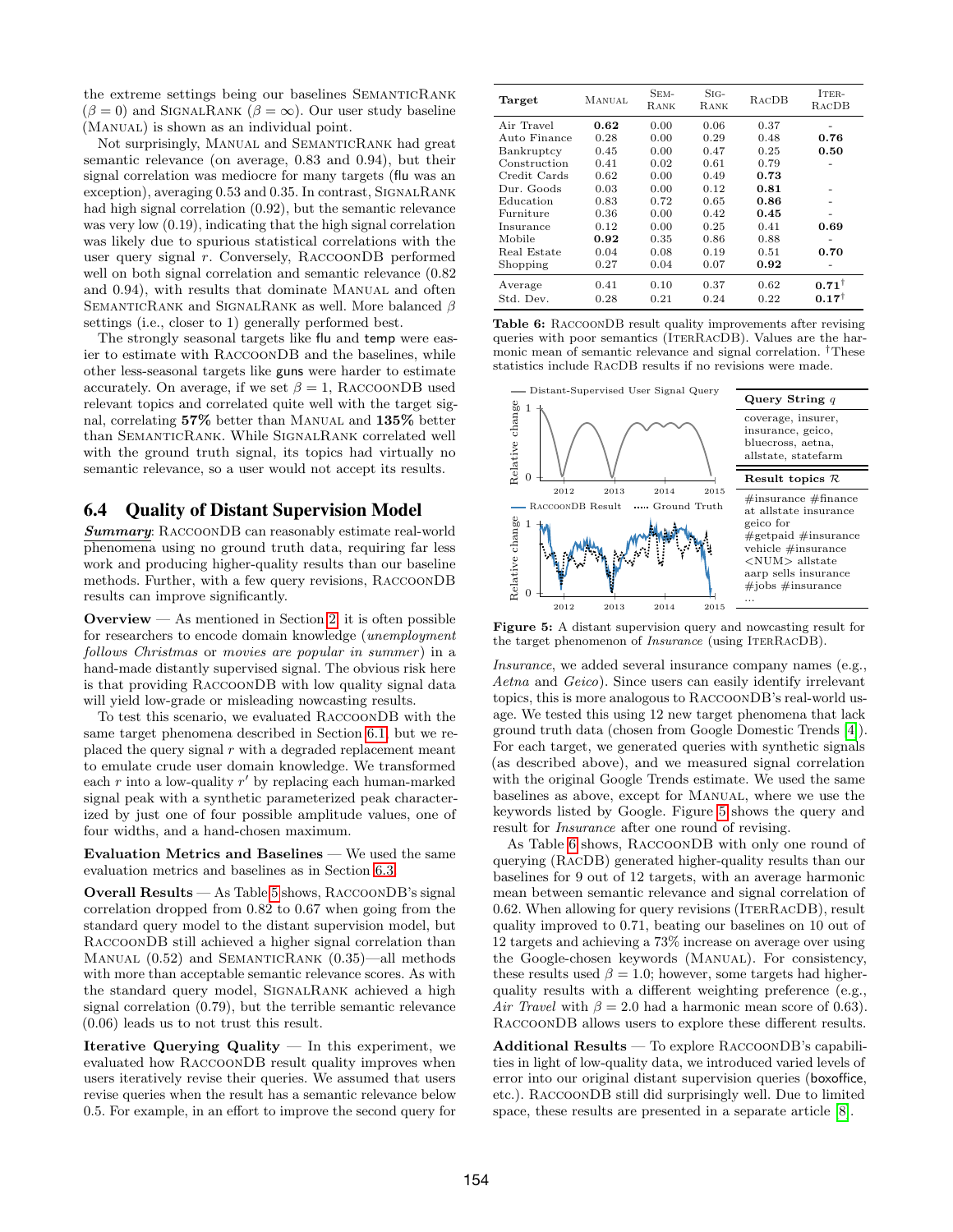the extreme settings being our baselines SemanticRank ($\beta = 0$) and SignalRank ($\beta = \infty$). Our user study baseline (Manual) is shown as an individual point.

Not surprisingly, Manual and SemanticRank had great semantic relevance (on average, 0.83 and 0.94), but their signal correlation was mediocre for many targets (flu was an exception), averaging 0.53 and 0.35. In contrast, SignalRank had high signal correlation (0.92), but the semantic relevance was very low (0.19), indicating that the high signal correlation was likely due to spurious statistical correlations with the user query signal $r$. Conversely, RaccoonDB performed well on both signal correlation and semantic relevance (0.82 and 0.94), with results that dominate Manual and often SemanticRank and SignalRank as well. More balanced $\beta$ settings (i.e., closer to 1) generally performed best.

The strongly seasonal targets like flu and temp were easier to estimate with RaccoonDB and the baselines, while other less-seasonal targets like guns were harder to estimate accurately. On average, if we set $\beta = 1$, RaccoonDB used relevant topics and correlated quite well with the target signal, correlating **57%** better than Manual and **135%** better than SemanticRank. While SignalRank correlated well with the ground truth signal, its topics had virtually no semantic relevance, so a user would not accept its results.

## 6.4 Quality of Distant Supervision Model

***Summary***: RaccoonDB can reasonably estimate real-world phenomena using no ground truth data, requiring far less work and producing higher-quality results than our baseline methods. Further, with a few query revisions, RaccoonDB results can improve significantly.

**Overview** — As mentioned in Section 2, it is often possible for researchers to encode domain knowledge (*unemployment follows Christmas* or *movies are popular in summer*) in a hand-made distantly supervised signal. The obvious risk here is that providing RaccoonDB with low quality signal data will yield low-grade or misleading nowcasting results.

To test this scenario, we evaluated RaccoonDB with the same target phenomena described in Section 6.1, but we replaced the query signal $r$ with a degraded replacement meant to emulate crude user domain knowledge. We transformed each $r$ into a low-quality $r'$ by replacing each human-marked signal peak with a synthetic parameterized peak characterized by just one of four possible amplitude values, one of four widths, and a hand-chosen maximum.

**Evaluation Metrics and Baselines** — We used the same evaluation metrics and baselines as in Section 6.3.

**Overall Results** — As Table 5 shows, RaccoonDB's signal correlation dropped from 0.82 to 0.67 when going from the standard query model to the distant supervision model, but RaccoonDB still achieved a higher signal correlation than Manual (0.52) and SemanticRank (0.35)—all methods with more than acceptable semantic relevance scores. As with the standard query model, SignalRank achieved a high signal correlation (0.79), but the terrible semantic relevance (0.06) leads us to not trust this result.

**Iterative Querying Quality** — In this experiment, we evaluated how RaccoonDB result quality improves when users iteratively revise their queries. We assumed that users revise queries when the result has a semantic relevance below 0.5. For example, in an effort to improve the second query for

| Target | Manual | Sem-Rank | Sig-Rank | RacDB | Iter-RacDB |
|---|---|---|---|---|---|
| Air Travel | **0.62** | 0.00 | 0.06 | 0.37 | - |
| Auto Finance | 0.28 | 0.00 | 0.29 | 0.48 | **0.76** |
| Bankruptcy | 0.45 | 0.00 | 0.47 | 0.25 | **0.50** |
| Construction | 0.41 | 0.02 | 0.61 | 0.79 | - |
| Credit Cards | 0.62 | 0.00 | 0.49 | **0.73** | - |
| Dur. Goods | 0.03 | 0.00 | 0.12 | **0.81** | - |
| Education | 0.83 | 0.72 | 0.65 | **0.86** | - |
| Furniture | 0.36 | 0.00 | 0.42 | **0.45** | - |
| Insurance | 0.12 | 0.00 | 0.25 | 0.41 | **0.69** |
| Mobile | **0.92** | 0.35 | 0.86 | 0.88 | - |
| Real Estate | 0.04 | 0.08 | 0.19 | 0.51 | **0.70** |
| Shopping | 0.27 | 0.04 | 0.07 | **0.92** | - |
| Average | 0.41 | 0.10 | 0.37 | 0.62 | **0.71**† |
| Std. Dev. | 0.28 | 0.21 | 0.24 | 0.22 | **0.17**† |

**Table 6:** RaccoonDB result quality improvements after revising queries with poor semantics (IterRacDB). Values are the harmonic mean of semantic relevance and signal correlation. †These statistics include RacDB results if no revisions were made.

| Query String $q$ |
|---|
| coverage, insurer, insurance, geico, bluecross, aetna, allstate, statefarm |

| Result topics $\mathcal{R}$ |
|---|
| #insurance #finance |
| at allstate insurance |
| geico for |
| #getpaid #insurance |
| vehicle #insurance |
| <NUM> allstate |
| aarp sells insurance |
| #jobs #insurance |
| ... |

**Figure 5:** A distant supervision query and nowcasting result for the target phenomenon of *Insurance* (using IterRacDB).

*Insurance*, we added several insurance company names (e.g., *Aetna* and *Geico*). Since users can easily identify irrelevant topics, this is more analogous to RaccoonDB's real-world usage. We tested this using 12 new target phenomena that lack ground truth data (chosen from Google Domestic Trends [4]). For each target, we generated queries with synthetic signals (as described above), and we measured signal correlation with the original Google Trends estimate. We used the same baselines as above, except for Manual, where we use the keywords listed by Google. Figure 5 shows the query and result for *Insurance* after one round of revising.

As Table 6 shows, RaccoonDB with only one round of querying (RacDB) generated higher-quality results than our baselines for 9 out of 12 targets, with an average harmonic mean between semantic relevance and signal correlation of 0.62. When allowing for query revisions (IterRacDB), result quality improved to 0.71, beating our baselines on 10 out of 12 targets and achieving a 73% increase on average over using the Google-chosen keywords (Manual). For consistency, these results used $\beta = 1.0$; however, some targets had higher-quality results with a different weighting preference (e.g., *Air Travel* with $\beta = 2.0$ had a harmonic mean score of 0.63). RaccoonDB allows users to explore these different results.

**Additional Results** — To explore RaccoonDB's capabilities in light of low-quality data, we introduced varied levels of error into our original distant supervision queries (boxoffice, etc.). RaccoonDB still did surprisingly well. Due to limited space, these results are presented in a separate article [8].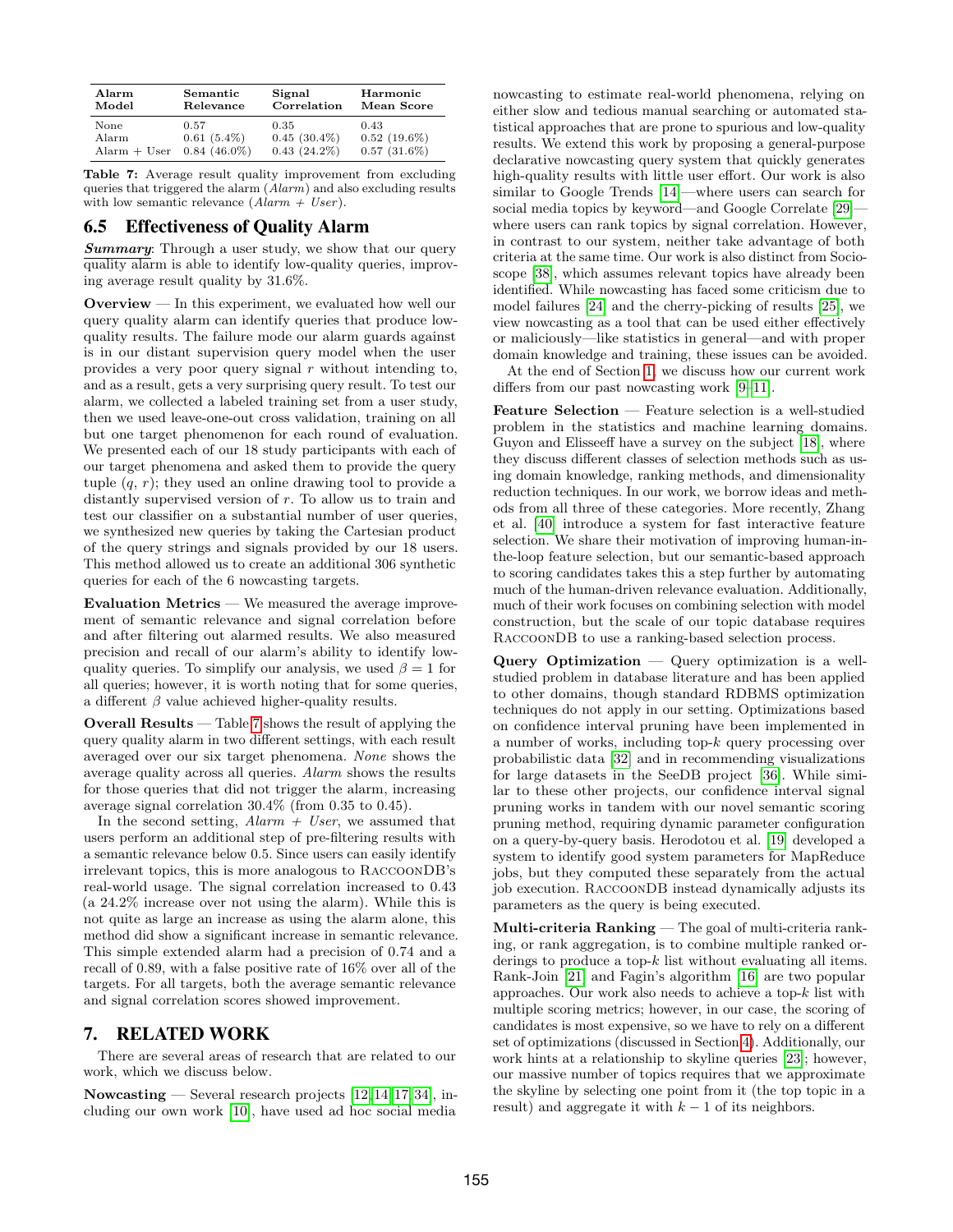| Alarm Model | Semantic Relevance | Signal Correlation | Harmonic Mean Score |
|---|---|---|---|
| None | 0.57 | 0.35 | 0.43 |
| Alarm | 0.61 (5.4%) | 0.45 (30.4%) | 0.52 (19.6%) |
| Alarm + User | 0.84 (46.0%) | 0.43 (24.2%) | 0.57 (31.6%) |

**Table 7:** Average result quality improvement from excluding queries that triggered the alarm (*Alarm*) and also excluding results with low semantic relevance (*Alarm + User*).

## 6.5 Effectiveness of Quality Alarm

***Summary***: Through a user study, we show that our query quality alarm is able to identify low-quality queries, improving average result quality by 31.6%.

**Overview** — In this experiment, we evaluated how well our query quality alarm can identify queries that produce low-quality results. The failure mode our alarm guards against is in our distant supervision query model when the user provides a very poor query signal $r$ without intending to, and as a result, gets a very surprising query result. To test our alarm, we collected a labeled training set from a user study, then we used leave-one-out cross validation, training on all but one target phenomenon for each round of evaluation. We presented each of our 18 study participants with each of our target phenomena and asked them to provide the query tuple $(q, r)$; they used an online drawing tool to provide a distantly supervised version of $r$. To allow us to train and test our classifier on a substantial number of user queries, we synthesized new queries by taking the Cartesian product of the query strings and signals provided by our 18 users. This method allowed us to create an additional 306 synthetic queries for each of the 6 nowcasting targets.

**Evaluation Metrics** — We measured the average improvement of semantic relevance and signal correlation before and after filtering out alarmed results. We also measured precision and recall of our alarm's ability to identify low-quality queries. To simplify our analysis, we used $\beta = 1$ for all queries; however, it is worth noting that for some queries, a different $\beta$ value achieved higher-quality results.

**Overall Results** — Table 7 shows the result of applying the query quality alarm in two different settings, with each result averaged over our six target phenomena. *None* shows the average quality across all queries. *Alarm* shows the results for those queries that did not trigger the alarm, increasing average signal correlation 30.4% (from 0.35 to 0.45).

In the second setting, *Alarm + User*, we assumed that users perform an additional step of pre-filtering results with a semantic relevance below 0.5. Since users can easily identify irrelevant topics, this is more analogous to RaccoonDB's real-world usage. The signal correlation increased to 0.43 (a 24.2% increase over not using the alarm). While this is not quite as large an increase as using the alarm alone, this method did show a significant increase in semantic relevance. This simple extended alarm had a precision of 0.74 and a recall of 0.89, with a false positive rate of 16% over all of the targets. For all targets, both the average semantic relevance and signal correlation scores showed improvement.

## 7. RELATED WORK

There are several areas of research that are related to our work, which we discuss below.

**Nowcasting** — Several research projects [12, 14, 17, 34], including our own work [10], have used ad hoc social media nowcasting to estimate real-world phenomena, relying on either slow and tedious manual searching or automated statistical approaches that are prone to spurious and low-quality results. We extend this work by proposing a general-purpose declarative nowcasting query system that quickly generates high-quality results with little user effort. Our work is also similar to Google Trends [14]—where users can search for social media topics by keyword—and Google Correlate [29]—where users can rank topics by signal correlation. However, in contrast to our system, neither take advantage of both criteria at the same time. Our work is also distinct from Socioscope [38], which assumes relevant topics have already been identified. While nowcasting has faced some criticism due to model failures [24] and the cherry-picking of results [25], we view nowcasting as a tool that can be used either effectively or maliciously—like statistics in general—and with proper domain knowledge and training, these issues can be avoided.

At the end of Section 1, we discuss how our current work differs from our past nowcasting work [9–11].

**Feature Selection** — Feature selection is a well-studied problem in the statistics and machine learning domains. Guyon and Elisseeff have a survey on the subject [18], where they discuss different classes of selection methods such as using domain knowledge, ranking methods, and dimensionality reduction techniques. In our work, we borrow ideas and methods from all three of these categories. More recently, Zhang et al. [40] introduce a system for fast interactive feature selection. We share their motivation of improving human-in-the-loop feature selection, but our semantic-based approach to scoring candidates takes this a step further by automating much of the human-driven relevance evaluation. Additionally, much of their work focuses on combining selection with model construction, but the scale of our topic database requires RaccoonDB to use a ranking-based selection process.

**Query Optimization** — Query optimization is a well-studied problem in database literature and has been applied to other domains, though standard RDBMS optimization techniques do not apply in our setting. Optimizations based on confidence interval pruning have been implemented in a number of works, including top-$k$ query processing over probabilistic data [32] and in recommending visualizations for large datasets in the SeeDB project [36]. While similar to these other projects, our confidence interval signal pruning works in tandem with our novel semantic scoring pruning method, requiring dynamic parameter configuration on a query-by-query basis. Herodotou et al. [19] developed a system to identify good system parameters for MapReduce jobs, but they computed these separately from the actual job execution. RaccoonDB instead dynamically adjusts its parameters as the query is being executed.

**Multi-criteria Ranking** — The goal of multi-criteria ranking, or rank aggregation, is to combine multiple ranked orderings to produce a top-$k$ list without evaluating all items. Rank-Join [21] and Fagin's algorithm [16] are two popular approaches. Our work also needs to achieve a top-$k$ list with multiple scoring metrics; however, in our case, the scoring of candidates is most expensive, so we have to rely on a different set of optimizations (discussed in Section 4). Additionally, our work hints at a relationship to skyline queries [23]; however, our massive number of topics requires that we approximate the skyline by selecting one point from it (the top topic in a result) and aggregate it with $k - 1$ of its neighbors.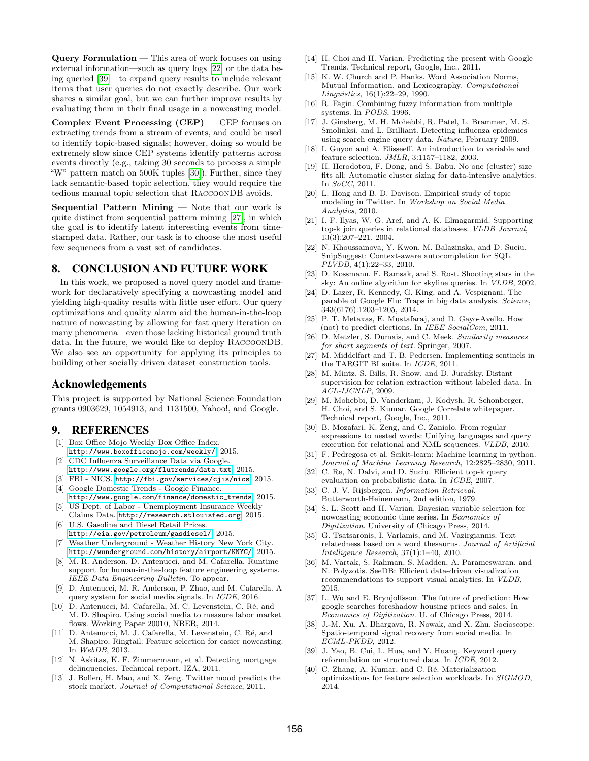**Query Formulation** — This area of work focuses on using external information—such as query logs [22] or the data being queried [39]—to expand query results to include relevant items that user queries do not exactly describe. Our work shares a similar goal, but we can further improve results by evaluating them in their final usage in a nowcasting model.

**Complex Event Processing (CEP)** — CEP focuses on extracting trends from a stream of events, and could be used to identify topic-based signals; however, doing so would be extremely slow since CEP systems identify patterns across events directly (e.g., taking 30 seconds to process a simple "W" pattern match on 500K tuples [30]). Further, since they lack semantic-based topic selection, they would require the tedious manual topic selection that RaccoonDB avoids.

**Sequential Pattern Mining** — Note that our work is quite distinct from sequential pattern mining [27], in which the goal is to identify latent interesting events from time-stamped data. Rather, our task is to choose the most useful few sequences from a vast set of candidates.

## 8. CONCLUSION AND FUTURE WORK

In this work, we proposed a novel query model and framework for declaratively specifying a nowcasting model and yielding high-quality results with little user effort. Our query optimizations and quality alarm aid the human-in-the-loop nature of nowcasting by allowing for fast query iteration on many phenomena—even those lacking historical ground truth data. In the future, we would like to deploy RaccoonDB. We also see an opportunity for applying its principles to building other socially driven dataset construction tools.

## Acknowledgements

This project is supported by National Science Foundation grants 0903629, 1054913, and 1131500, Yahoo!, and Google.

## 9. REFERENCES

[1] Box Office Mojo Weekly Box Office Index. http://www.boxofficemojo.com/weekly/, 2015.

[2] CDC Influenza Surveillance Data via Google. http://www.google.org/flutrends/data.txt, 2015.

[3] FBI - NICS. http://fbi.gov/services/cjis/nics, 2015.

[4] Google Domestic Trends - Google Finance. http://www.google.com/finance/domestic_trends, 2015.

[5] US Dept. of Labor - Unemployment Insurance Weekly Claims Data. http://research.stlouisfed.org, 2015.

[6] U.S. Gasoline and Diesel Retail Prices. http://eia.gov/petroleum/gasdiesel/, 2015.

[7] Weather Underground - Weather History New York City. http://wunderground.com/history/airport/KNYC/, 2015.

[8] M. R. Anderson, D. Antenucci, and M. Cafarella. Runtime support for human-in-the-loop feature engineering systems. *IEEE Data Engineering Bulletin*. To appear.

[9] D. Antenucci, M. R. Anderson, P. Zhao, and M. Cafarella. A query system for social media signals. In *ICDE*, 2016.

[10] D. Antenucci, M. Cafarella, M. C. Levenstein, C. Ré, and M. D. Shapiro. Using social media to measure labor market flows. Working Paper 20010, NBER, 2014.

[11] D. Antenucci, M. J. Cafarella, M. Levenstein, C. Ré, and M. Shapiro. Ringtail: Feature selection for easier nowcasting. In *WebDB*, 2013.

[12] N. Askitas, K. F. Zimmermann, et al. Detecting mortgage delinquencies. Technical report, IZA, 2011.

[13] J. Bollen, H. Mao, and X. Zeng. Twitter mood predicts the stock market. *Journal of Computational Science*, 2011.

[14] H. Choi and H. Varian. Predicting the present with Google Trends. Technical report, Google, Inc., 2011.

[15] K. W. Church and P. Hanks. Word Association Norms, Mutual Information, and Lexicography. *Computational Linguistics*, 16(1):22–29, 1990.

[16] R. Fagin. Combining fuzzy information from multiple systems. In *PODS*, 1996.

[17] J. Ginsberg, M. H. Mohebbi, R. Patel, L. Brammer, M. S. Smolinksi, and L. Brilliant. Detecting influenza epidemics using search engine query data. *Nature*, February 2009.

[18] I. Guyon and A. Elisseeff. An introduction to variable and feature selection. *JMLR*, 3:1157–1182, 2003.

[19] H. Herodotou, F. Dong, and S. Babu. No one (cluster) size fits all: Automatic cluster sizing for data-intensive analytics. In *SoCC*, 2011.

[20] L. Hong and B. D. Davison. Empirical study of topic modeling in Twitter. In *Workshop on Social Media Analytics*, 2010.

[21] I. F. Ilyas, W. G. Aref, and A. K. Elmagarmid. Supporting top-k join queries in relational databases. *VLDB Journal*, 13(3):207–221, 2004.

[22] N. Khoussainova, Y. Kwon, M. Balazinska, and D. Suciu. SnipSuggest: Context-aware autocompletion for SQL. *PLVDB*, 4(1):22–33, 2010.

[23] D. Kossmann, F. Ramsak, and S. Rost. Shooting stars in the sky: An online algorithm for skyline queries. In *VLDB*, 2002.

[24] D. Lazer, R. Kennedy, G. King, and A. Vespignani. The parable of Google Flu: Traps in big data analysis. *Science*, 343(6176):1203–1205, 2014.

[25] P. T. Metaxas, E. Mustafaraj, and D. Gayo-Avello. How (not) to predict elections. In *IEEE SocialCom*, 2011.

[26] D. Metzler, S. Dumais, and C. Meek. *Similarity measures for short segments of text*. Springer, 2007.

[27] M. Middelfart and T. B. Pedersen. Implementing sentinels in the TARGIT BI suite. In *ICDE*, 2011.

[28] M. Mintz, S. Bills, R. Snow, and D. Jurafsky. Distant supervision for relation extraction without labeled data. In *ACL-IJCNLP*, 2009.

[29] M. Mohebbi, D. Vanderkam, J. Kodysh, R. Schonberger, H. Choi, and S. Kumar. Google Correlate whitepaper. Technical report, Google, Inc., 2011.

[30] B. Mozafari, K. Zeng, and C. Zaniolo. From regular expressions to nested words: Unifying languages and query execution for relational and XML sequences. *VLDB*, 2010.

[31] F. Pedregosa et al. Scikit-learn: Machine learning in python. *Journal of Machine Learning Research*, 12:2825–2830, 2011.

[32] C. Re, N. Dalvi, and D. Suciu. Efficient top-k query evaluation on probabilistic data. In *ICDE*, 2007.

[33] C. J. V. Rijsbergen. *Information Retrieval*. Butterworth-Heinemann, 2nd edition, 1979.

[34] S. L. Scott and H. Varian. Bayesian variable selection for nowcasting economic time series. In *Economics of Digitization*. University of Chicago Press, 2014.

[35] G. Tsatsaronis, I. Varlamis, and M. Vazirgiannis. Text relatedness based on a word thesaurus. *Journal of Artificial Intelligence Research*, 37(1):1–40, 2010.

[36] M. Vartak, S. Rahman, S. Madden, A. Parameswaran, and N. Polyzotis. SeeDB: Efficient data-driven visualization recommendations to support visual analytics. In *VLDB*, 2015.

[37] L. Wu and E. Brynjolfsson. The future of prediction: How google searches foreshadow housing prices and sales. In *Economics of Digitization*. U. of Chicago Press, 2014.

[38] J.-M. Xu, A. Bhargava, R. Nowak, and X. Zhu. Socioscope: Spatio-temporal signal recovery from social media. In *ECML-PKDD*, 2012.

[39] J. Yao, B. Cui, L. Hua, and Y. Huang. Keyword query reformulation on structured data. In *ICDE*, 2012.

[40] C. Zhang, A. Kumar, and C. Ré. Materialization optimizations for feature selection workloads. In *SIGMOD*, 2014.